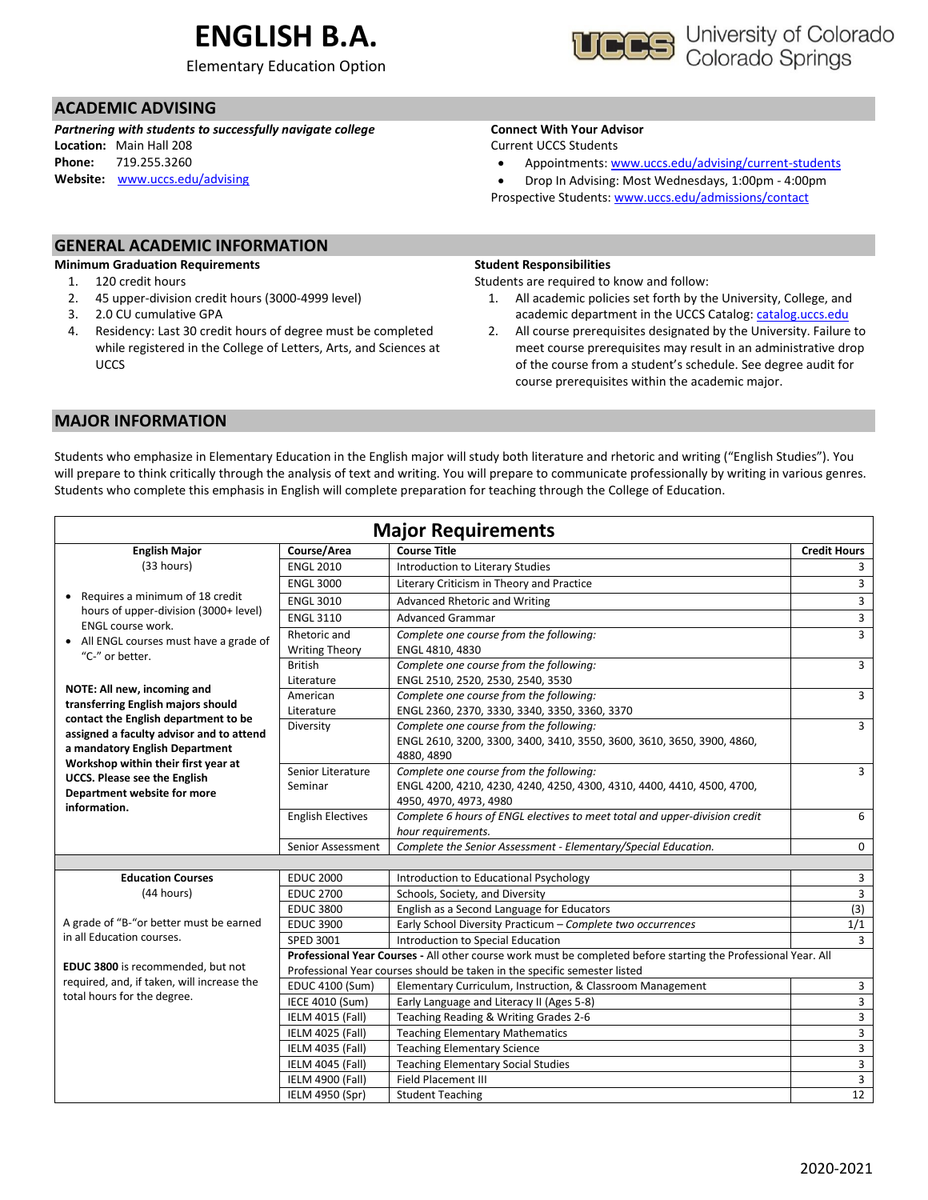# ENGLISH B.A.

Elementary Education Option

University of Colorado Colorado Springs

## ACADEMIC ADVISING

***Partnering with students to successfully navigate college***

**Location:** Main Hall 208
**Phone:** 719.255.3260
**Website:** www.uccs.edu/advising

**Connect With Your Advisor**
Current UCCS Students

- Appointments: www.uccs.edu/advising/current-students
- Drop In Advising: Most Wednesdays, 1:00pm - 4:00pm

Prospective Students: www.uccs.edu/admissions/contact

## GENERAL ACADEMIC INFORMATION

**Minimum Graduation Requirements**

1. 120 credit hours
2. 45 upper-division credit hours (3000-4999 level)
3. 2.0 CU cumulative GPA
4. Residency: Last 30 credit hours of degree must be completed while registered in the College of Letters, Arts, and Sciences at UCCS

**Student Responsibilities**

Students are required to know and follow:

1. All academic policies set forth by the University, College, and academic department in the UCCS Catalog: catalog.uccs.edu
2. All course prerequisites designated by the University. Failure to meet course prerequisites may result in an administrative drop of the course from a student's schedule. See degree audit for course prerequisites within the academic major.

## MAJOR INFORMATION

Students who emphasize in Elementary Education in the English major will study both literature and rhetoric and writing ("English Studies"). You will prepare to think critically through the analysis of text and writing. You will prepare to communicate professionally by writing in various genres. Students who complete this emphasis in English will complete preparation for teaching through the College of Education.

### Major Requirements

| | Course/Area | Course Title | Credit Hours |
|---|---|---|---|
| **English Major** (33 hours)<br>• Requires a minimum of 18 credit hours of upper-division (3000+ level) ENGL course work.<br>• All ENGL courses must have a grade of "C-" or better.<br>**NOTE: All new, incoming and transferring English majors should contact the English department to be assigned a faculty advisor and to attend a mandatory English Department Workshop within their first year at UCCS. Please see the English Department website for more information.** | ENGL 2010 | Introduction to Literary Studies | 3 |
| | ENGL 3000 | Literary Criticism in Theory and Practice | 3 |
| | ENGL 3010 | Advanced Rhetoric and Writing | 3 |
| | ENGL 3110 | Advanced Grammar | 3 |
| | Rhetoric and Writing Theory | *Complete one course from the following:* ENGL 4810, 4830 | 3 |
| | British Literature | *Complete one course from the following:* ENGL 2510, 2520, 2530, 2540, 3530 | 3 |
| | American Literature | *Complete one course from the following:* ENGL 2360, 2370, 3330, 3340, 3350, 3360, 3370 | 3 |
| | Diversity | *Complete one course from the following:* ENGL 2610, 3200, 3300, 3400, 3410, 3550, 3600, 3610, 3650, 3900, 4860, 4880, 4890 | 3 |
| | Senior Literature Seminar | *Complete one course from the following:* ENGL 4200, 4210, 4230, 4240, 4250, 4300, 4310, 4400, 4410, 4500, 4700, 4950, 4970, 4973, 4980 | 3 |
| | English Electives | *Complete 6 hours of ENGL electives to meet total and upper-division credit hour requirements.* | 6 |
| | Senior Assessment | *Complete the Senior Assessment - Elementary/Special Education.* | 0 |
| | | | |
| **Education Courses** (44 hours)<br>A grade of "B-"or better must be earned in all Education courses.<br>**EDUC 3800** is recommended, but not required, and, if taken, will increase the total hours for the degree. | EDUC 2000 | Introduction to Educational Psychology | 3 |
| | EDUC 2700 | Schools, Society, and Diversity | 3 |
| | EDUC 3800 | English as a Second Language for Educators | (3) |
| | EDUC 3900 | Early School Diversity Practicum – *Complete two occurrences* | 1/1 |
| | SPED 3001 | Introduction to Special Education | 3 |
| | **Professional Year Courses -** All other course work must be completed before starting the Professional Year. All Professional Year courses should be taken in the specific semester listed | | |
| | EDUC 4100 (Sum) | Elementary Curriculum, Instruction, & Classroom Management | 3 |
| | IECE 4010 (Sum) | Early Language and Literacy II (Ages 5-8) | 3 |
| | IELM 4015 (Fall) | Teaching Reading & Writing Grades 2-6 | 3 |
| | IELM 4025 (Fall) | Teaching Elementary Mathematics | 3 |
| | IELM 4035 (Fall) | Teaching Elementary Science | 3 |
| | IELM 4045 (Fall) | Teaching Elementary Social Studies | 3 |
| | IELM 4900 (Fall) | Field Placement III | 3 |
| | IELM 4950 (Spr) | Student Teaching | 12 |

2020-2021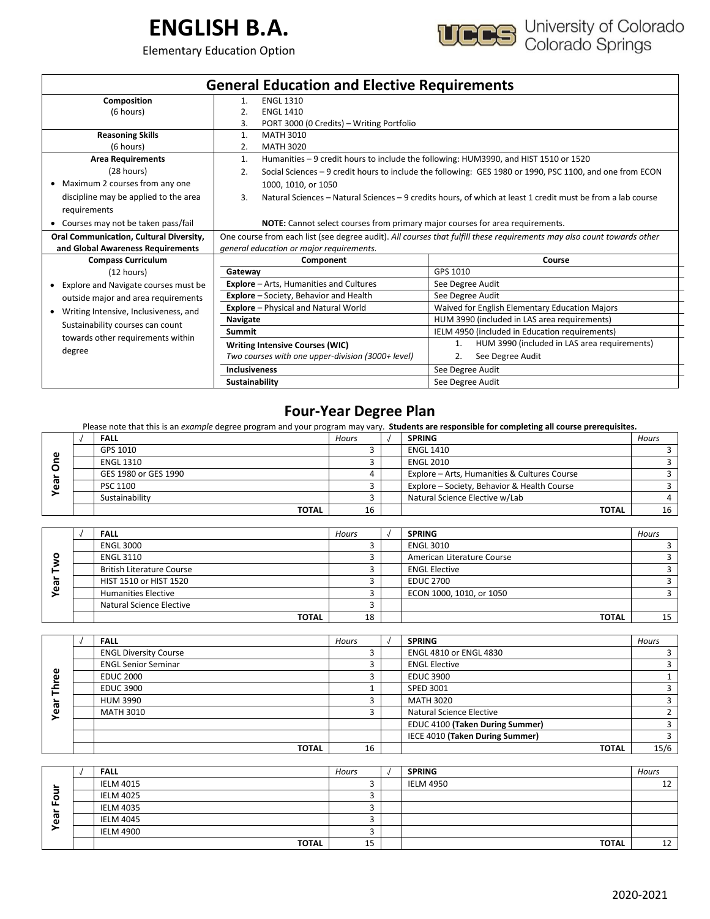# ENGLISH B.A.

Elementary Education Option

University of Colorado Colorado Springs

## General Education and Elective Requirements

| | |
|---|---|
| **Composition** (6 hours) | 1. ENGL 1310<br>2. ENGL 1410<br>3. PORT 3000 (0 Credits) – Writing Portfolio |
| **Reasoning Skills** (6 hours) | 1. MATH 3010<br>2. MATH 3020 |
| **Area Requirements** (28 hours)<br>• Maximum 2 courses from any one discipline may be applied to the area requirements<br>• Courses may not be taken pass/fail | 1. Humanities – 9 credit hours to include the following: HUM3990, and HIST 1510 or 1520<br>2. Social Sciences – 9 credit hours to include the following: GES 1980 or 1990, PSC 1100, and one from ECON 1000, 1010, or 1050<br>3. Natural Sciences – Natural Sciences – 9 credits hours, of which at least 1 credit must be from a lab course<br>**NOTE:** Cannot select courses from primary major courses for area requirements. |
| **Oral Communication, Cultural Diversity, and Global Awareness Requirements** | One course from each list (see degree audit). *All courses that fulfill these requirements may also count towards other general education or major requirements.* |

| **Compass Curriculum** (12 hours)<br>• Explore and Navigate courses must be outside major and area requirements<br>• Writing Intensive, Inclusiveness, and Sustainability courses can count towards other requirements within degree | **Component** | **Course** |
|---|---|---|
| | **Gateway** | GPS 1010 |
| | **Explore** – Arts, Humanities and Cultures | See Degree Audit |
| | **Explore** – Society, Behavior and Health | See Degree Audit |
| | **Explore** – Physical and Natural World | Waived for English Elementary Education Majors |
| | **Navigate** | HUM 3990 (included in LAS area requirements) |
| | **Summit** | IELM 4950 (included in Education requirements) |
| | **Writing Intensive Courses (WIC)**<br>*Two courses with one upper-division (3000+ level)* | 1. HUM 3990 (included in LAS area requirements)<br>2. See Degree Audit |
| | **Inclusiveness** | See Degree Audit |
| | **Sustainability** | See Degree Audit |

## Four-Year Degree Plan

Please note that this is an *example* degree program and your program may vary. **Students are responsible for completing all course prerequisites.**

**Year One**

| √ | FALL | Hours | √ | SPRING | Hours |
|---|---|---|---|---|---|
| | GPS 1010 | 3 | | ENGL 1410 | 3 |
| | ENGL 1310 | 3 | | ENGL 2010 | 3 |
| | GES 1980 or GES 1990 | 4 | | Explore – Arts, Humanities & Cultures Course | 3 |
| | PSC 1100 | 3 | | Explore – Society, Behavior & Health Course | 3 |
| | Sustainability | 3 | | Natural Science Elective w/Lab | 4 |
| | **TOTAL** | 16 | | **TOTAL** | 16 |

**Year Two**

| √ | FALL | Hours | √ | SPRING | Hours |
|---|---|---|---|---|---|
| | ENGL 3000 | 3 | | ENGL 3010 | 3 |
| | ENGL 3110 | 3 | | American Literature Course | 3 |
| | British Literature Course | 3 | | ENGL Elective | 3 |
| | HIST 1510 or HIST 1520 | 3 | | EDUC 2700 | 3 |
| | Humanities Elective | 3 | | ECON 1000, 1010, or 1050 | 3 |
| | Natural Science Elective | 3 | | | |
| | **TOTAL** | 18 | | **TOTAL** | 15 |

**Year Three**

| √ | FALL | Hours | √ | SPRING | Hours |
|---|---|---|---|---|---|
| | ENGL Diversity Course | 3 | | ENGL 4810 or ENGL 4830 | 3 |
| | ENGL Senior Seminar | 3 | | ENGL Elective | 3 |
| | EDUC 2000 | 3 | | EDUC 3900 | 1 |
| | EDUC 3900 | 1 | | SPED 3001 | 3 |
| | HUM 3990 | 3 | | MATH 3020 | 3 |
| | MATH 3010 | 3 | | Natural Science Elective | 2 |
| | | | | EDUC 4100 **(Taken During Summer)** | 3 |
| | | | | IECE 4010 **(Taken During Summer)** | 3 |
| | **TOTAL** | 16 | | **TOTAL** | 15/6 |

**Year Four**

| √ | FALL | Hours | √ | SPRING | Hours |
|---|---|---|---|---|---|
| | IELM 4015 | 3 | | IELM 4950 | 12 |
| | IELM 4025 | 3 | | | |
| | IELM 4035 | 3 | | | |
| | IELM 4045 | 3 | | | |
| | IELM 4900 | 3 | | | |
| | **TOTAL** | 15 | | **TOTAL** | 12 |

2020-2021